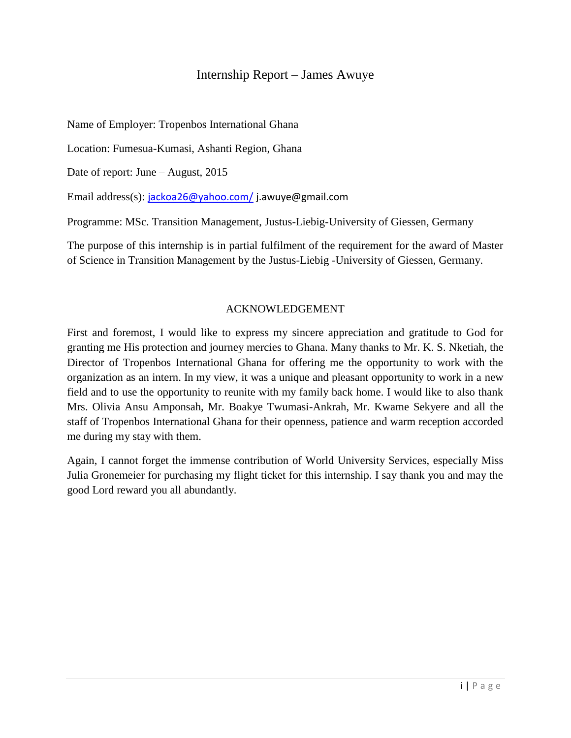# Internship Report – James Awuye

Name of Employer: Tropenbos International Ghana

Location: Fumesua-Kumasi, Ashanti Region, Ghana

Date of report: June – August, 2015

Email address(s): jackoa26@yahoo.com/ j.awuye@gmail.com

Programme: MSc. Transition Management, Justus-Liebig-University of Giessen, Germany

The purpose of this internship is in partial fulfilment of the requirement for the award of Master of Science in Transition Management by the Justus-Liebig -University of Giessen, Germany.

## ACKNOWLEDGEMENT

First and foremost, I would like to express my sincere appreciation and gratitude to God for granting me His protection and journey mercies to Ghana. Many thanks to Mr. K. S. Nketiah, the Director of Tropenbos International Ghana for offering me the opportunity to work with the organization as an intern. In my view, it was a unique and pleasant opportunity to work in a new field and to use the opportunity to reunite with my family back home. I would like to also thank Mrs. Olivia Ansu Amponsah, Mr. Boakye Twumasi-Ankrah, Mr. Kwame Sekyere and all the staff of Tropenbos International Ghana for their openness, patience and warm reception accorded me during my stay with them.

Again, I cannot forget the immense contribution of World University Services, especially Miss Julia Gronemeier for purchasing my flight ticket for this internship. I say thank you and may the good Lord reward you all abundantly.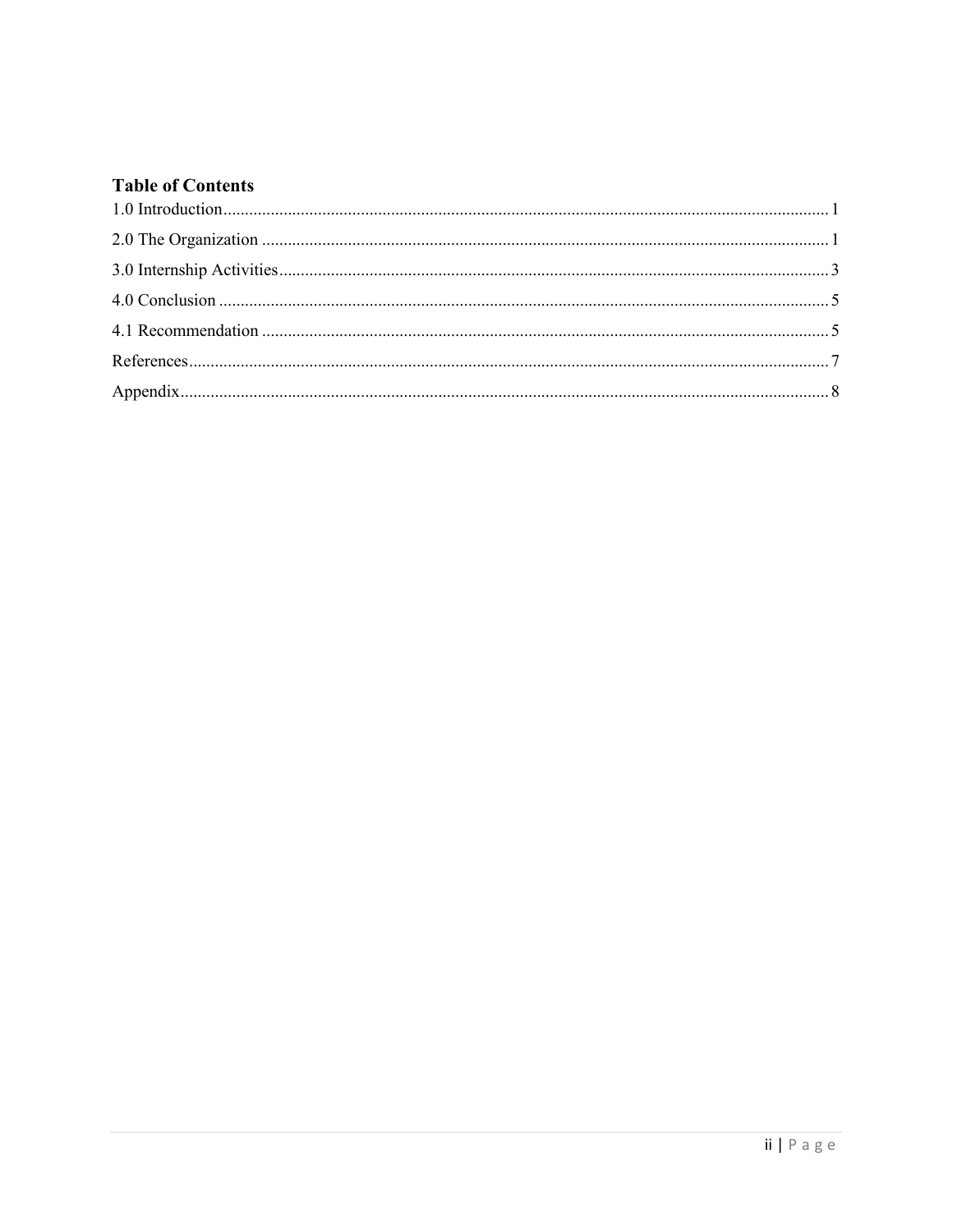## Table of Contents

1.0 Introduction ........ 1

2.0 The Organization ........ 1

3.0 Internship Activities ........ 3

4.0 Conclusion ........ 5

4.1 Recommendation ........ 5

References ........ 7

Appendix ........ 8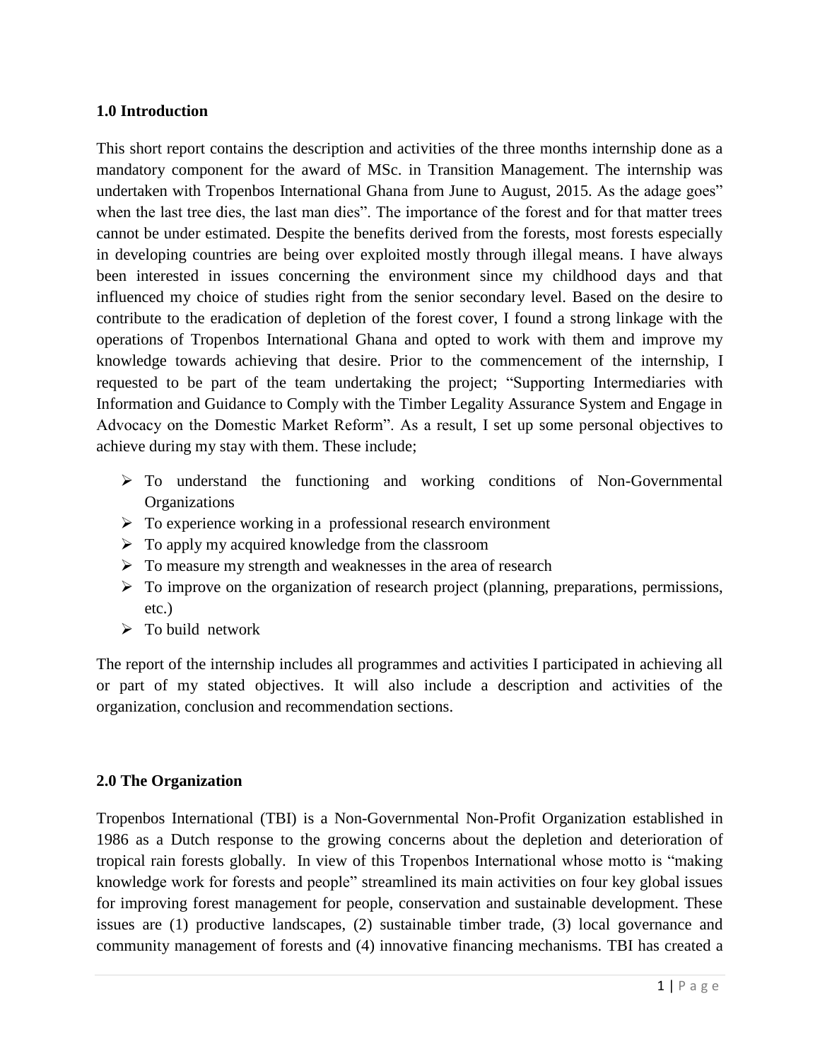## 1.0 Introduction

This short report contains the description and activities of the three months internship done as a mandatory component for the award of MSc. in Transition Management. The internship was undertaken with Tropenbos International Ghana from June to August, 2015. As the adage goes" when the last tree dies, the last man dies". The importance of the forest and for that matter trees cannot be under estimated. Despite the benefits derived from the forests, most forests especially in developing countries are being over exploited mostly through illegal means. I have always been interested in issues concerning the environment since my childhood days and that influenced my choice of studies right from the senior secondary level. Based on the desire to contribute to the eradication of depletion of the forest cover, I found a strong linkage with the operations of Tropenbos International Ghana and opted to work with them and improve my knowledge towards achieving that desire. Prior to the commencement of the internship, I requested to be part of the team undertaking the project; "Supporting Intermediaries with Information and Guidance to Comply with the Timber Legality Assurance System and Engage in Advocacy on the Domestic Market Reform". As a result, I set up some personal objectives to achieve during my stay with them. These include;

- To understand the functioning and working conditions of Non-Governmental Organizations
- To experience working in a professional research environment
- To apply my acquired knowledge from the classroom
- To measure my strength and weaknesses in the area of research
- To improve on the organization of research project (planning, preparations, permissions, etc.)
- To build network

The report of the internship includes all programmes and activities I participated in achieving all or part of my stated objectives. It will also include a description and activities of the organization, conclusion and recommendation sections.

## 2.0 The Organization

Tropenbos International (TBI) is a Non-Governmental Non-Profit Organization established in 1986 as a Dutch response to the growing concerns about the depletion and deterioration of tropical rain forests globally. In view of this Tropenbos International whose motto is "making knowledge work for forests and people" streamlined its main activities on four key global issues for improving forest management for people, conservation and sustainable development. These issues are (1) productive landscapes, (2) sustainable timber trade, (3) local governance and community management of forests and (4) innovative financing mechanisms. TBI has created a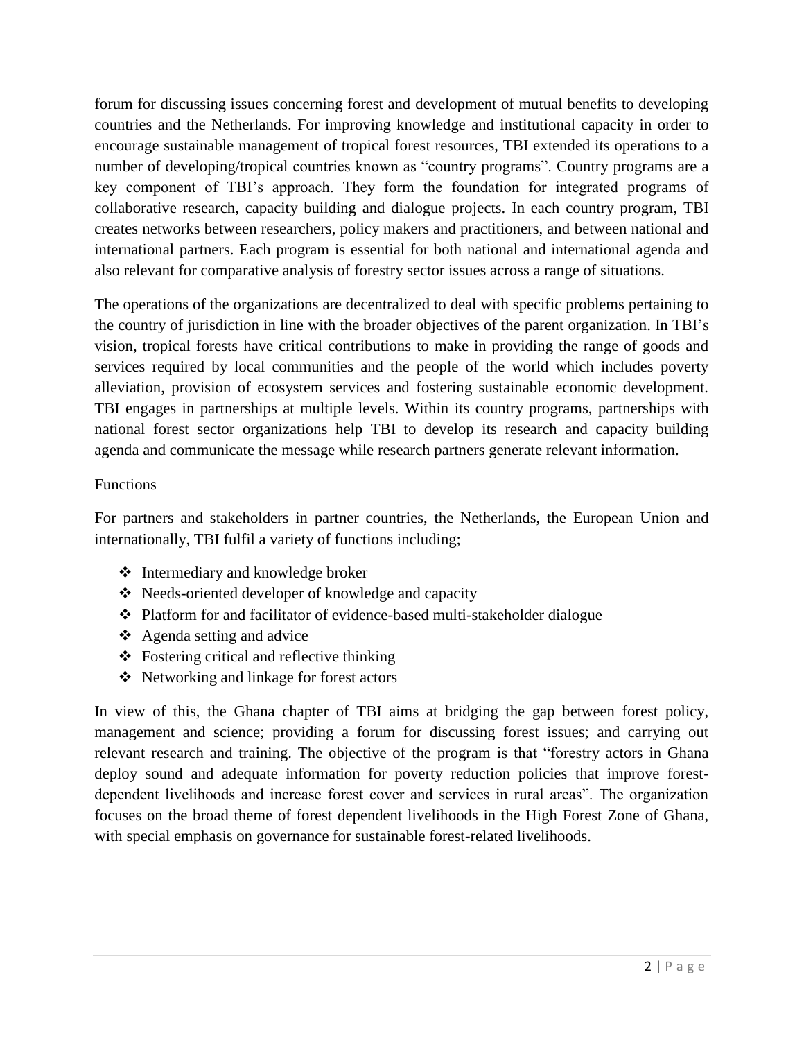forum for discussing issues concerning forest and development of mutual benefits to developing countries and the Netherlands. For improving knowledge and institutional capacity in order to encourage sustainable management of tropical forest resources, TBI extended its operations to a number of developing/tropical countries known as "country programs". Country programs are a key component of TBI's approach. They form the foundation for integrated programs of collaborative research, capacity building and dialogue projects. In each country program, TBI creates networks between researchers, policy makers and practitioners, and between national and international partners. Each program is essential for both national and international agenda and also relevant for comparative analysis of forestry sector issues across a range of situations.

The operations of the organizations are decentralized to deal with specific problems pertaining to the country of jurisdiction in line with the broader objectives of the parent organization. In TBI's vision, tropical forests have critical contributions to make in providing the range of goods and services required by local communities and the people of the world which includes poverty alleviation, provision of ecosystem services and fostering sustainable economic development. TBI engages in partnerships at multiple levels. Within its country programs, partnerships with national forest sector organizations help TBI to develop its research and capacity building agenda and communicate the message while research partners generate relevant information.

Functions

For partners and stakeholders in partner countries, the Netherlands, the European Union and internationally, TBI fulfil a variety of functions including;

- Intermediary and knowledge broker
- Needs-oriented developer of knowledge and capacity
- Platform for and facilitator of evidence-based multi-stakeholder dialogue
- Agenda setting and advice
- Fostering critical and reflective thinking
- Networking and linkage for forest actors

In view of this, the Ghana chapter of TBI aims at bridging the gap between forest policy, management and science; providing a forum for discussing forest issues; and carrying out relevant research and training. The objective of the program is that "forestry actors in Ghana deploy sound and adequate information for poverty reduction policies that improve forest-dependent livelihoods and increase forest cover and services in rural areas". The organization focuses on the broad theme of forest dependent livelihoods in the High Forest Zone of Ghana, with special emphasis on governance for sustainable forest-related livelihoods.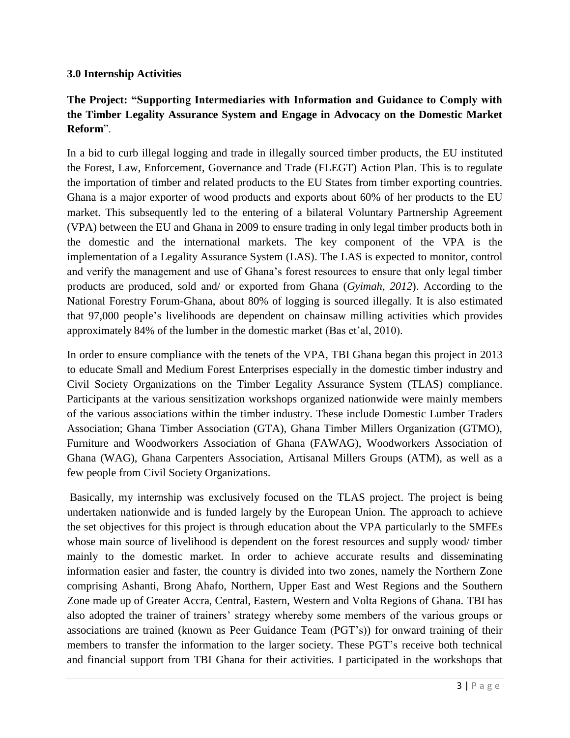### 3.0 Internship Activities

**The Project: "Supporting Intermediaries with Information and Guidance to Comply with the Timber Legality Assurance System and Engage in Advocacy on the Domestic Market Reform**".

In a bid to curb illegal logging and trade in illegally sourced timber products, the EU instituted the Forest, Law, Enforcement, Governance and Trade (FLEGT) Action Plan. This is to regulate the importation of timber and related products to the EU States from timber exporting countries. Ghana is a major exporter of wood products and exports about 60% of her products to the EU market. This subsequently led to the entering of a bilateral Voluntary Partnership Agreement (VPA) between the EU and Ghana in 2009 to ensure trading in only legal timber products both in the domestic and the international markets. The key component of the VPA is the implementation of a Legality Assurance System (LAS). The LAS is expected to monitor, control and verify the management and use of Ghana's forest resources to ensure that only legal timber products are produced, sold and/ or exported from Ghana (*Gyimah, 2012*). According to the National Forestry Forum-Ghana, about 80% of logging is sourced illegally. It is also estimated that 97,000 people's livelihoods are dependent on chainsaw milling activities which provides approximately 84% of the lumber in the domestic market (Bas et'al, 2010).

In order to ensure compliance with the tenets of the VPA, TBI Ghana began this project in 2013 to educate Small and Medium Forest Enterprises especially in the domestic timber industry and Civil Society Organizations on the Timber Legality Assurance System (TLAS) compliance. Participants at the various sensitization workshops organized nationwide were mainly members of the various associations within the timber industry. These include Domestic Lumber Traders Association; Ghana Timber Association (GTA), Ghana Timber Millers Organization (GTMO), Furniture and Woodworkers Association of Ghana (FAWAG), Woodworkers Association of Ghana (WAG), Ghana Carpenters Association, Artisanal Millers Groups (ATM), as well as a few people from Civil Society Organizations.

Basically, my internship was exclusively focused on the TLAS project. The project is being undertaken nationwide and is funded largely by the European Union. The approach to achieve the set objectives for this project is through education about the VPA particularly to the SMFEs whose main source of livelihood is dependent on the forest resources and supply wood/ timber mainly to the domestic market. In order to achieve accurate results and disseminating information easier and faster, the country is divided into two zones, namely the Northern Zone comprising Ashanti, Brong Ahafo, Northern, Upper East and West Regions and the Southern Zone made up of Greater Accra, Central, Eastern, Western and Volta Regions of Ghana. TBI has also adopted the trainer of trainers' strategy whereby some members of the various groups or associations are trained (known as Peer Guidance Team (PGT's)) for onward training of their members to transfer the information to the larger society. These PGT's receive both technical and financial support from TBI Ghana for their activities. I participated in the workshops that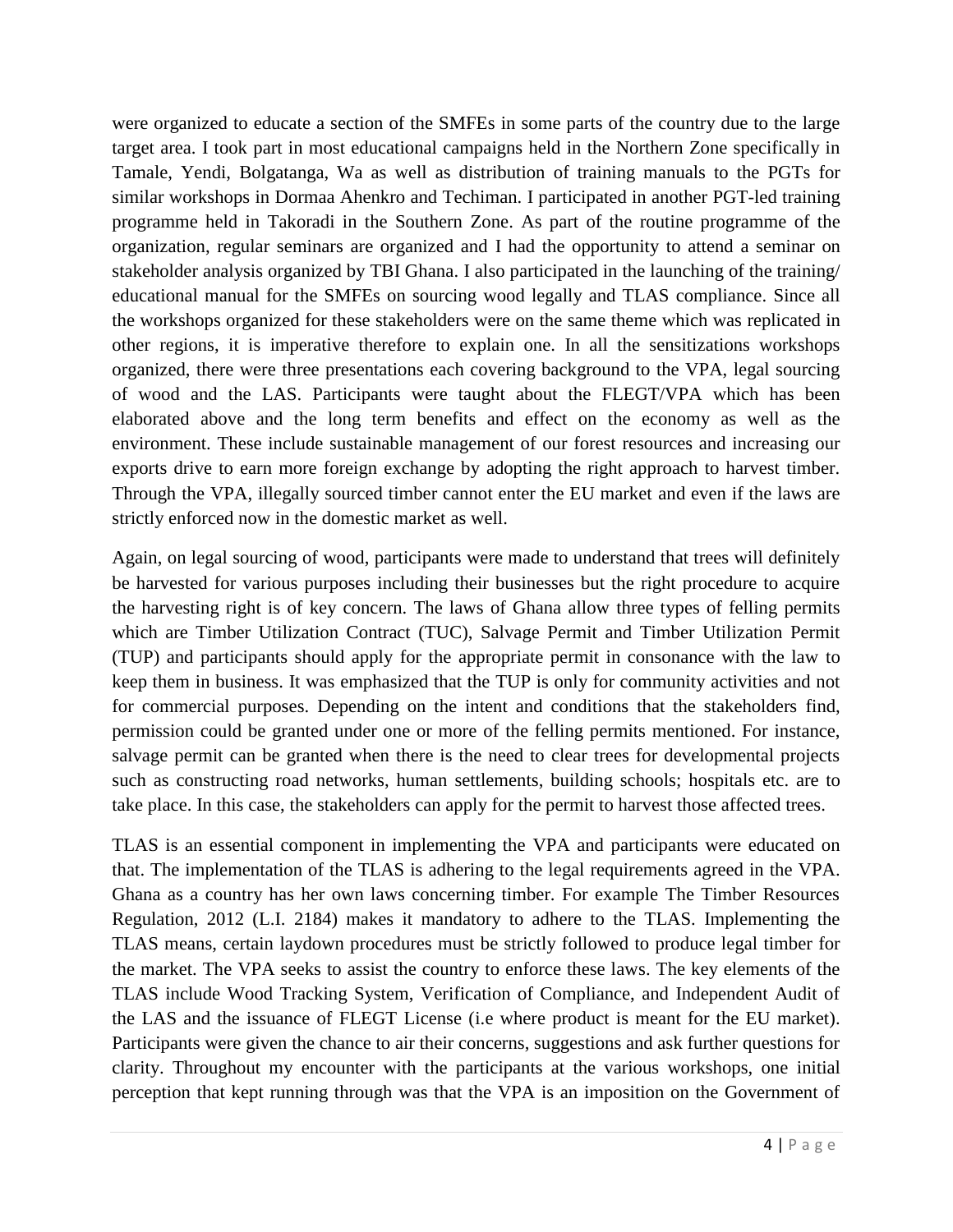were organized to educate a section of the SMFEs in some parts of the country due to the large target area. I took part in most educational campaigns held in the Northern Zone specifically in Tamale, Yendi, Bolgatanga, Wa as well as distribution of training manuals to the PGTs for similar workshops in Dormaa Ahenkro and Techiman. I participated in another PGT-led training programme held in Takoradi in the Southern Zone. As part of the routine programme of the organization, regular seminars are organized and I had the opportunity to attend a seminar on stakeholder analysis organized by TBI Ghana. I also participated in the launching of the training/ educational manual for the SMFEs on sourcing wood legally and TLAS compliance. Since all the workshops organized for these stakeholders were on the same theme which was replicated in other regions, it is imperative therefore to explain one. In all the sensitizations workshops organized, there were three presentations each covering background to the VPA, legal sourcing of wood and the LAS. Participants were taught about the FLEGT/VPA which has been elaborated above and the long term benefits and effect on the economy as well as the environment. These include sustainable management of our forest resources and increasing our exports drive to earn more foreign exchange by adopting the right approach to harvest timber. Through the VPA, illegally sourced timber cannot enter the EU market and even if the laws are strictly enforced now in the domestic market as well.

Again, on legal sourcing of wood, participants were made to understand that trees will definitely be harvested for various purposes including their businesses but the right procedure to acquire the harvesting right is of key concern. The laws of Ghana allow three types of felling permits which are Timber Utilization Contract (TUC), Salvage Permit and Timber Utilization Permit (TUP) and participants should apply for the appropriate permit in consonance with the law to keep them in business. It was emphasized that the TUP is only for community activities and not for commercial purposes. Depending on the intent and conditions that the stakeholders find, permission could be granted under one or more of the felling permits mentioned. For instance, salvage permit can be granted when there is the need to clear trees for developmental projects such as constructing road networks, human settlements, building schools; hospitals etc. are to take place. In this case, the stakeholders can apply for the permit to harvest those affected trees.

TLAS is an essential component in implementing the VPA and participants were educated on that. The implementation of the TLAS is adhering to the legal requirements agreed in the VPA. Ghana as a country has her own laws concerning timber. For example The Timber Resources Regulation, 2012 (L.I. 2184) makes it mandatory to adhere to the TLAS. Implementing the TLAS means, certain laydown procedures must be strictly followed to produce legal timber for the market. The VPA seeks to assist the country to enforce these laws. The key elements of the TLAS include Wood Tracking System, Verification of Compliance, and Independent Audit of the LAS and the issuance of FLEGT License (i.e where product is meant for the EU market). Participants were given the chance to air their concerns, suggestions and ask further questions for clarity. Throughout my encounter with the participants at the various workshops, one initial perception that kept running through was that the VPA is an imposition on the Government of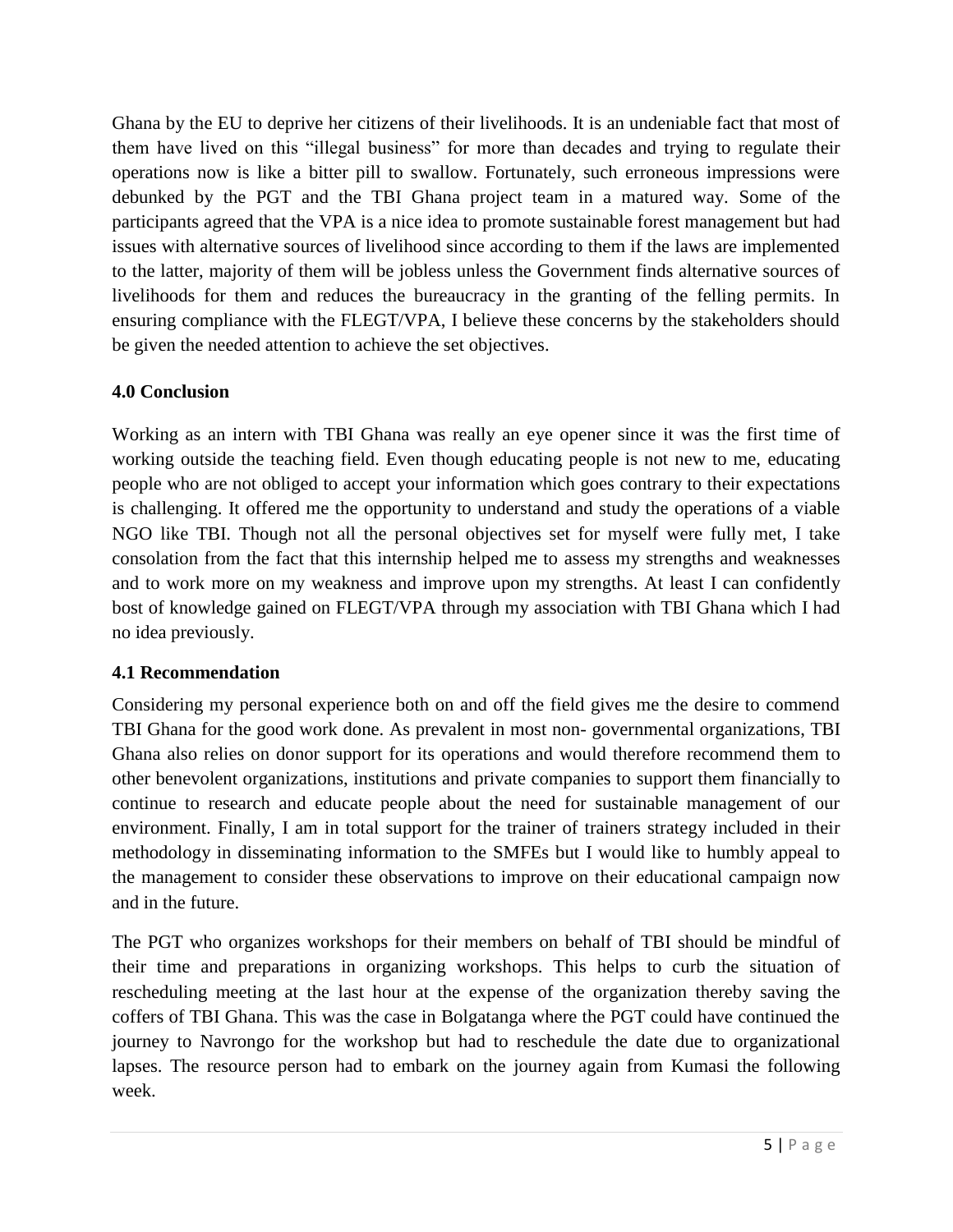Ghana by the EU to deprive her citizens of their livelihoods. It is an undeniable fact that most of them have lived on this “illegal business” for more than decades and trying to regulate their operations now is like a bitter pill to swallow. Fortunately, such erroneous impressions were debunked by the PGT and the TBI Ghana project team in a matured way. Some of the participants agreed that the VPA is a nice idea to promote sustainable forest management but had issues with alternative sources of livelihood since according to them if the laws are implemented to the latter, majority of them will be jobless unless the Government finds alternative sources of livelihoods for them and reduces the bureaucracy in the granting of the felling permits. In ensuring compliance with the FLEGT/VPA, I believe these concerns by the stakeholders should be given the needed attention to achieve the set objectives.

## 4.0 Conclusion

Working as an intern with TBI Ghana was really an eye opener since it was the first time of working outside the teaching field. Even though educating people is not new to me, educating people who are not obliged to accept your information which goes contrary to their expectations is challenging. It offered me the opportunity to understand and study the operations of a viable NGO like TBI. Though not all the personal objectives set for myself were fully met, I take consolation from the fact that this internship helped me to assess my strengths and weaknesses and to work more on my weakness and improve upon my strengths. At least I can confidently bost of knowledge gained on FLEGT/VPA through my association with TBI Ghana which I had no idea previously.

## 4.1 Recommendation

Considering my personal experience both on and off the field gives me the desire to commend TBI Ghana for the good work done. As prevalent in most non- governmental organizations, TBI Ghana also relies on donor support for its operations and would therefore recommend them to other benevolent organizations, institutions and private companies to support them financially to continue to research and educate people about the need for sustainable management of our environment. Finally, I am in total support for the trainer of trainers strategy included in their methodology in disseminating information to the SMFEs but I would like to humbly appeal to the management to consider these observations to improve on their educational campaign now and in the future.

The PGT who organizes workshops for their members on behalf of TBI should be mindful of their time and preparations in organizing workshops. This helps to curb the situation of rescheduling meeting at the last hour at the expense of the organization thereby saving the coffers of TBI Ghana. This was the case in Bolgatanga where the PGT could have continued the journey to Navrongo for the workshop but had to reschedule the date due to organizational lapses. The resource person had to embark on the journey again from Kumasi the following week.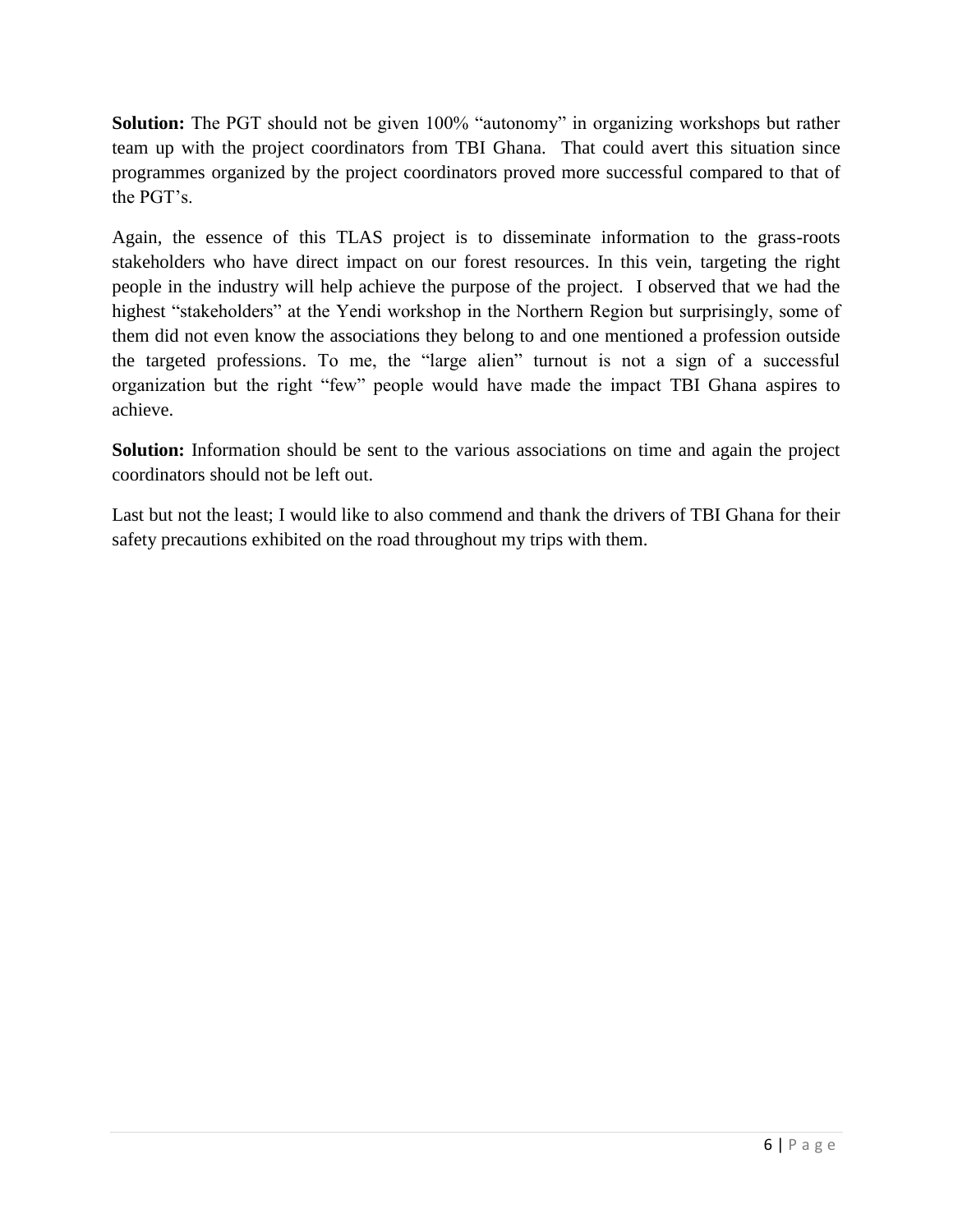**Solution:** The PGT should not be given 100% "autonomy" in organizing workshops but rather team up with the project coordinators from TBI Ghana. That could avert this situation since programmes organized by the project coordinators proved more successful compared to that of the PGT's.

Again, the essence of this TLAS project is to disseminate information to the grass-roots stakeholders who have direct impact on our forest resources. In this vein, targeting the right people in the industry will help achieve the purpose of the project. I observed that we had the highest "stakeholders" at the Yendi workshop in the Northern Region but surprisingly, some of them did not even know the associations they belong to and one mentioned a profession outside the targeted professions. To me, the "large alien" turnout is not a sign of a successful organization but the right "few" people would have made the impact TBI Ghana aspires to achieve.

**Solution:** Information should be sent to the various associations on time and again the project coordinators should not be left out.

Last but not the least; I would like to also commend and thank the drivers of TBI Ghana for their safety precautions exhibited on the road throughout my trips with them.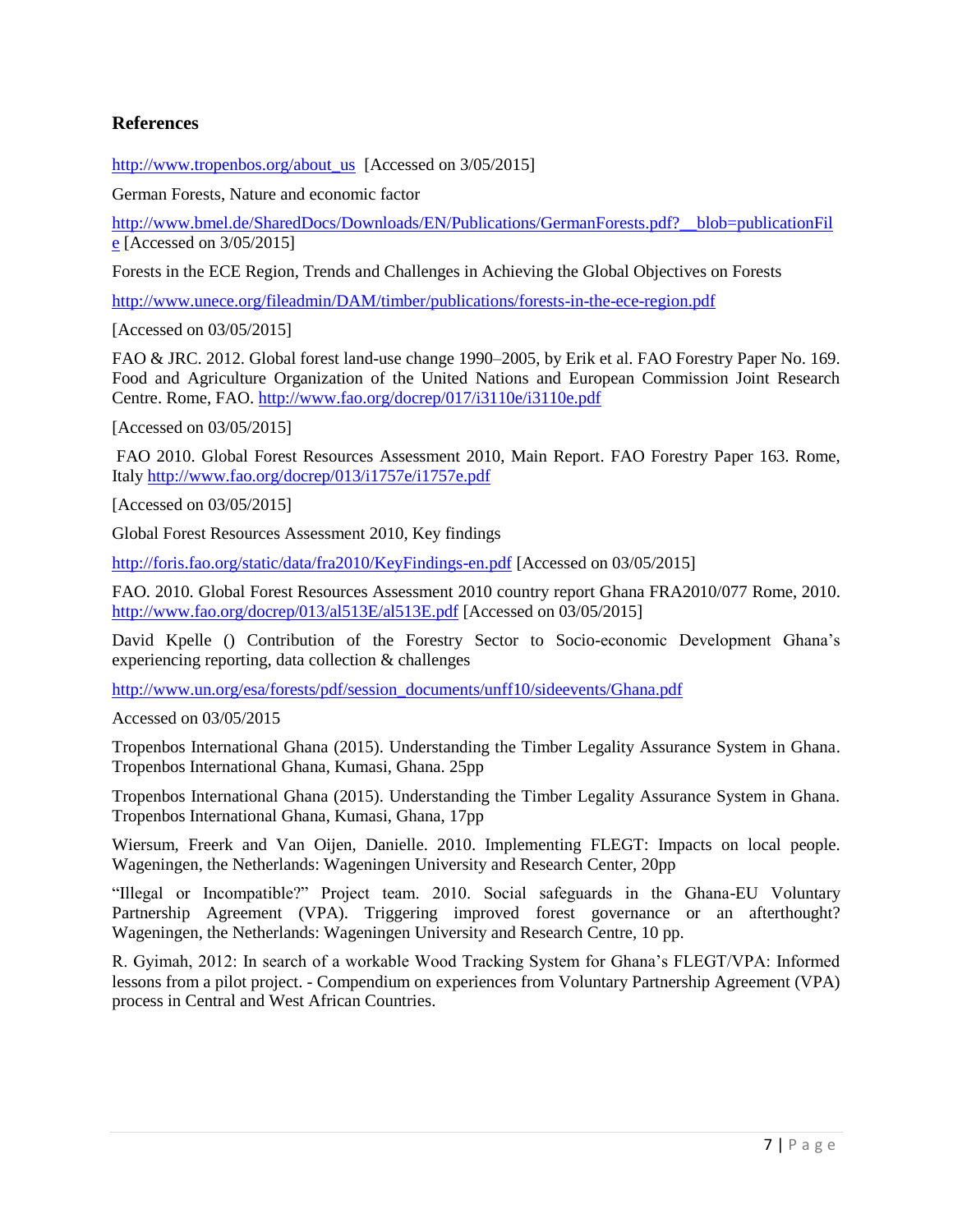## References

http://www.tropenbos.org/about_us [Accessed on 3/05/2015]

German Forests, Nature and economic factor

http://www.bmel.de/SharedDocs/Downloads/EN/Publications/GermanForests.pdf?__blob=publicationFile [Accessed on 3/05/2015]

Forests in the ECE Region, Trends and Challenges in Achieving the Global Objectives on Forests

http://www.unece.org/fileadmin/DAM/timber/publications/forests-in-the-ece-region.pdf

[Accessed on 03/05/2015]

FAO & JRC. 2012. Global forest land-use change 1990–2005, by Erik et al. FAO Forestry Paper No. 169. Food and Agriculture Organization of the United Nations and European Commission Joint Research Centre. Rome, FAO. http://www.fao.org/docrep/017/i3110e/i3110e.pdf

[Accessed on 03/05/2015]

FAO 2010. Global Forest Resources Assessment 2010, Main Report. FAO Forestry Paper 163. Rome, Italy http://www.fao.org/docrep/013/i1757e/i1757e.pdf

[Accessed on 03/05/2015]

Global Forest Resources Assessment 2010, Key findings

http://foris.fao.org/static/data/fra2010/KeyFindings-en.pdf [Accessed on 03/05/2015]

FAO. 2010. Global Forest Resources Assessment 2010 country report Ghana FRA2010/077 Rome, 2010. http://www.fao.org/docrep/013/al513E/al513E.pdf [Accessed on 03/05/2015]

David Kpelle () Contribution of the Forestry Sector to Socio-economic Development Ghana's experiencing reporting, data collection & challenges

http://www.un.org/esa/forests/pdf/session_documents/unff10/sideevents/Ghana.pdf

Accessed on 03/05/2015

Tropenbos International Ghana (2015). Understanding the Timber Legality Assurance System in Ghana. Tropenbos International Ghana, Kumasi, Ghana. 25pp

Tropenbos International Ghana (2015). Understanding the Timber Legality Assurance System in Ghana. Tropenbos International Ghana, Kumasi, Ghana, 17pp

Wiersum, Freerk and Van Oijen, Danielle. 2010. Implementing FLEGT: Impacts on local people. Wageningen, the Netherlands: Wageningen University and Research Center, 20pp

"Illegal or Incompatible?" Project team. 2010. Social safeguards in the Ghana-EU Voluntary Partnership Agreement (VPA). Triggering improved forest governance or an afterthought? Wageningen, the Netherlands: Wageningen University and Research Centre, 10 pp.

R. Gyimah, 2012: In search of a workable Wood Tracking System for Ghana's FLEGT/VPA: Informed lessons from a pilot project. - Compendium on experiences from Voluntary Partnership Agreement (VPA) process in Central and West African Countries.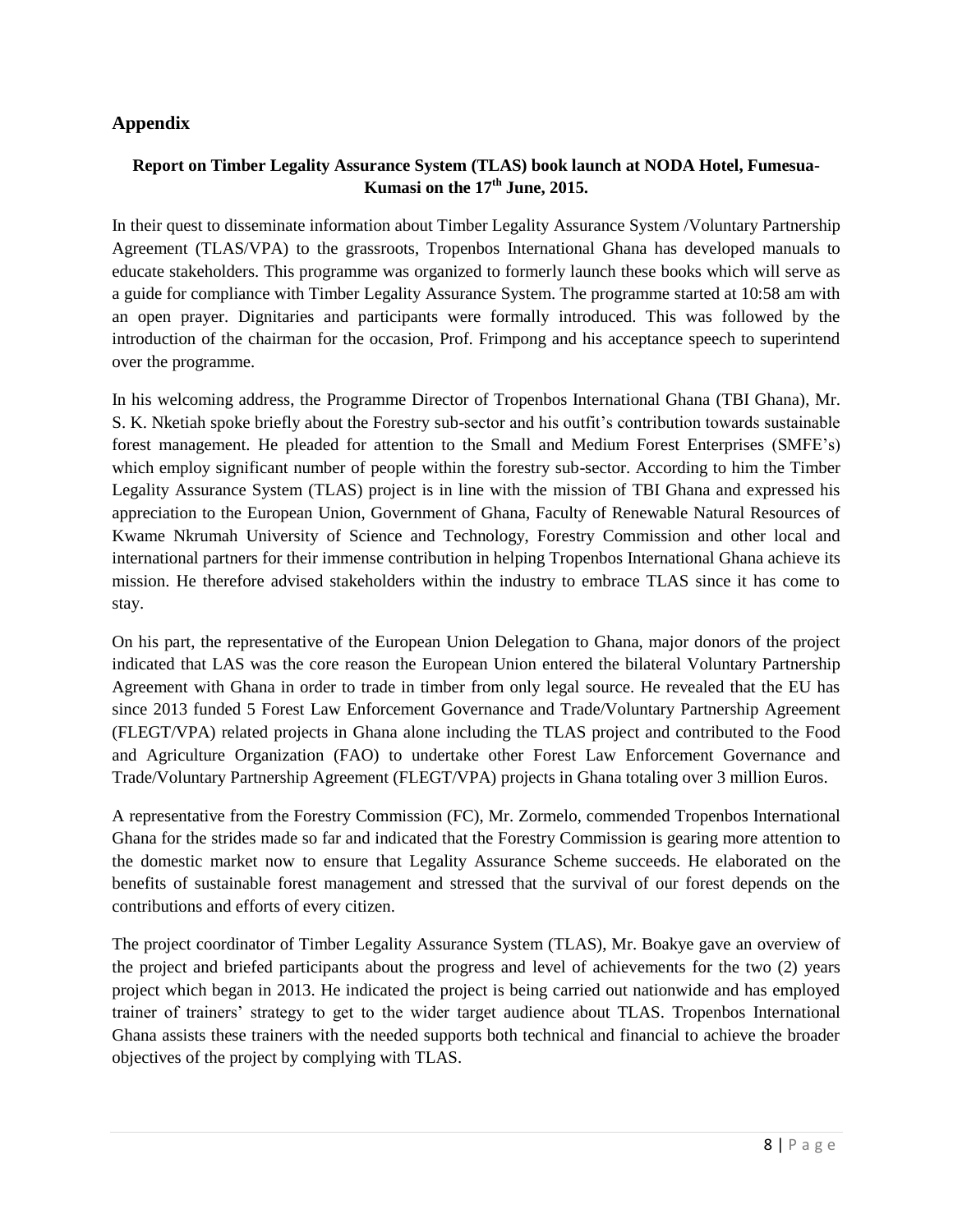## Appendix

**Report on Timber Legality Assurance System (TLAS) book launch at NODA Hotel, Fumesua-Kumasi on the 17th June, 2015.**

In their quest to disseminate information about Timber Legality Assurance System /Voluntary Partnership Agreement (TLAS/VPA) to the grassroots, Tropenbos International Ghana has developed manuals to educate stakeholders. This programme was organized to formerly launch these books which will serve as a guide for compliance with Timber Legality Assurance System. The programme started at 10:58 am with an open prayer. Dignitaries and participants were formally introduced. This was followed by the introduction of the chairman for the occasion, Prof. Frimpong and his acceptance speech to superintend over the programme.

In his welcoming address, the Programme Director of Tropenbos International Ghana (TBI Ghana), Mr. S. K. Nketiah spoke briefly about the Forestry sub-sector and his outfit's contribution towards sustainable forest management. He pleaded for attention to the Small and Medium Forest Enterprises (SMFE's) which employ significant number of people within the forestry sub-sector. According to him the Timber Legality Assurance System (TLAS) project is in line with the mission of TBI Ghana and expressed his appreciation to the European Union, Government of Ghana, Faculty of Renewable Natural Resources of Kwame Nkrumah University of Science and Technology, Forestry Commission and other local and international partners for their immense contribution in helping Tropenbos International Ghana achieve its mission. He therefore advised stakeholders within the industry to embrace TLAS since it has come to stay.

On his part, the representative of the European Union Delegation to Ghana, major donors of the project indicated that LAS was the core reason the European Union entered the bilateral Voluntary Partnership Agreement with Ghana in order to trade in timber from only legal source. He revealed that the EU has since 2013 funded 5 Forest Law Enforcement Governance and Trade/Voluntary Partnership Agreement (FLEGT/VPA) related projects in Ghana alone including the TLAS project and contributed to the Food and Agriculture Organization (FAO) to undertake other Forest Law Enforcement Governance and Trade/Voluntary Partnership Agreement (FLEGT/VPA) projects in Ghana totaling over 3 million Euros.

A representative from the Forestry Commission (FC), Mr. Zormelo, commended Tropenbos International Ghana for the strides made so far and indicated that the Forestry Commission is gearing more attention to the domestic market now to ensure that Legality Assurance Scheme succeeds. He elaborated on the benefits of sustainable forest management and stressed that the survival of our forest depends on the contributions and efforts of every citizen.

The project coordinator of Timber Legality Assurance System (TLAS), Mr. Boakye gave an overview of the project and briefed participants about the progress and level of achievements for the two (2) years project which began in 2013. He indicated the project is being carried out nationwide and has employed trainer of trainers' strategy to get to the wider target audience about TLAS. Tropenbos International Ghana assists these trainers with the needed supports both technical and financial to achieve the broader objectives of the project by complying with TLAS.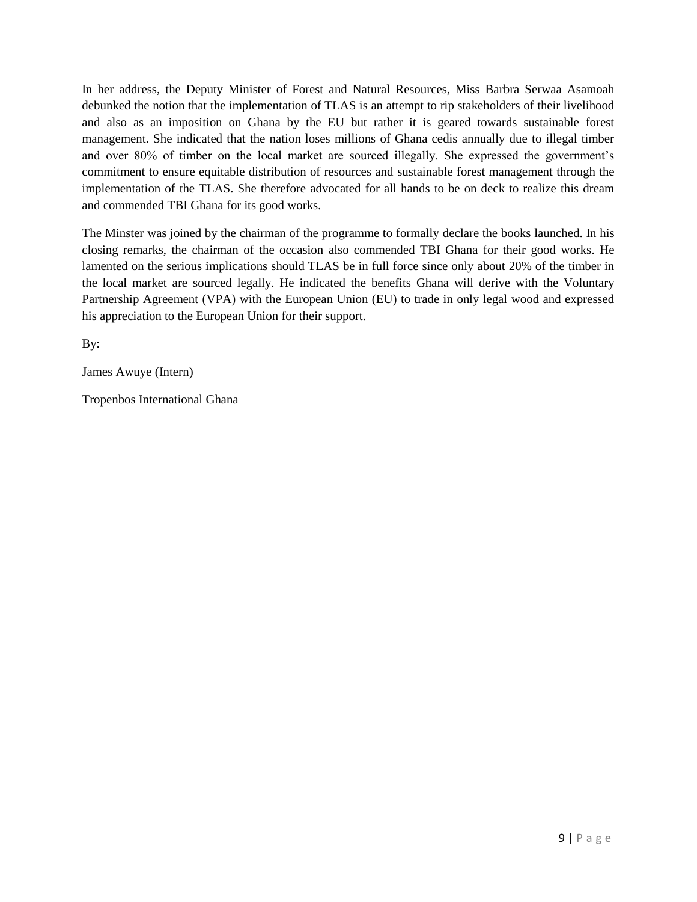In her address, the Deputy Minister of Forest and Natural Resources, Miss Barbra Serwaa Asamoah debunked the notion that the implementation of TLAS is an attempt to rip stakeholders of their livelihood and also as an imposition on Ghana by the EU but rather it is geared towards sustainable forest management. She indicated that the nation loses millions of Ghana cedis annually due to illegal timber and over 80% of timber on the local market are sourced illegally. She expressed the government's commitment to ensure equitable distribution of resources and sustainable forest management through the implementation of the TLAS. She therefore advocated for all hands to be on deck to realize this dream and commended TBI Ghana for its good works.

The Minster was joined by the chairman of the programme to formally declare the books launched. In his closing remarks, the chairman of the occasion also commended TBI Ghana for their good works. He lamented on the serious implications should TLAS be in full force since only about 20% of the timber in the local market are sourced legally. He indicated the benefits Ghana will derive with the Voluntary Partnership Agreement (VPA) with the European Union (EU) to trade in only legal wood and expressed his appreciation to the European Union for their support.

By:

James Awuye (Intern)

Tropenbos International Ghana